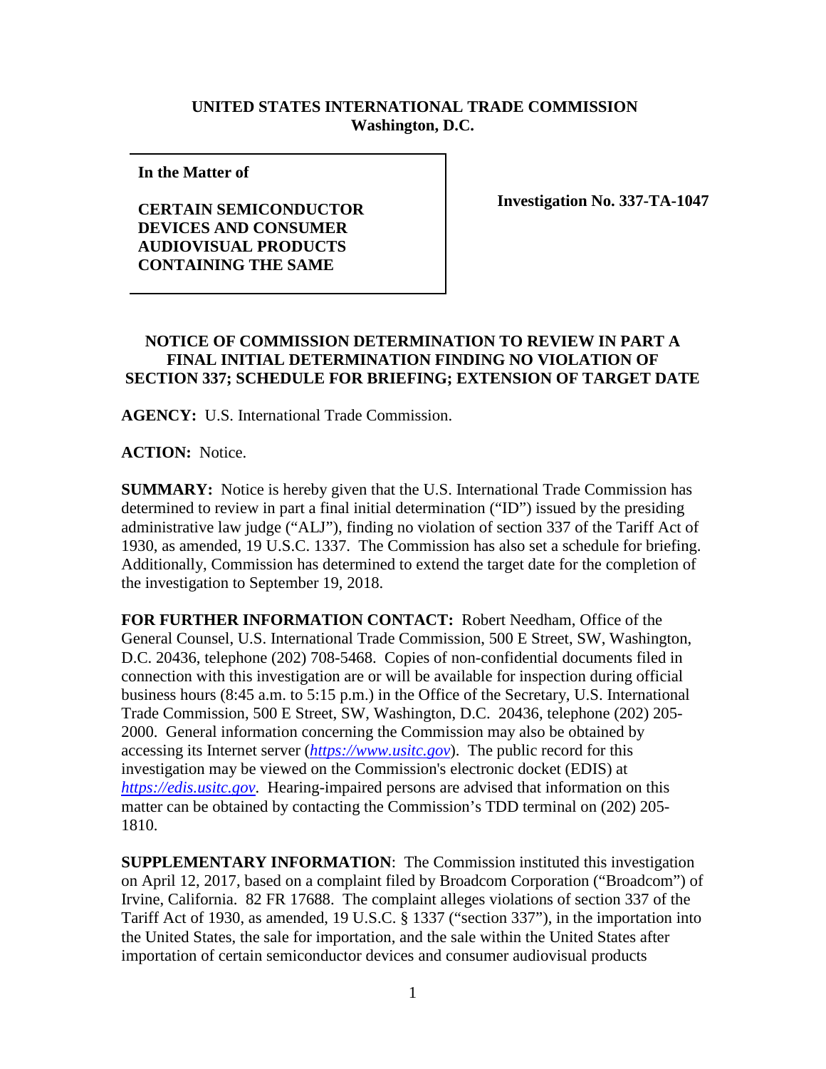**UNITED STATES INTERNATIONAL TRADE COMMISSION**
**Washington, D.C.**

| **In the Matter of**<br><br>**CERTAIN SEMICONDUCTOR DEVICES AND CONSUMER AUDIOVISUAL PRODUCTS CONTAINING THE SAME** | **Investigation No. 337-TA-1047** |
|---|---|

**NOTICE OF COMMISSION DETERMINATION TO REVIEW IN PART A FINAL INITIAL DETERMINATION FINDING NO VIOLATION OF SECTION 337; SCHEDULE FOR BRIEFING; EXTENSION OF TARGET DATE**

**AGENCY:** U.S. International Trade Commission.

**ACTION:** Notice.

**SUMMARY:** Notice is hereby given that the U.S. International Trade Commission has determined to review in part a final initial determination ("ID") issued by the presiding administrative law judge ("ALJ"), finding no violation of section 337 of the Tariff Act of 1930, as amended, 19 U.S.C. 1337. The Commission has also set a schedule for briefing. Additionally, Commission has determined to extend the target date for the completion of the investigation to September 19, 2018.

**FOR FURTHER INFORMATION CONTACT:** Robert Needham, Office of the General Counsel, U.S. International Trade Commission, 500 E Street, SW, Washington, D.C. 20436, telephone (202) 708-5468. Copies of non-confidential documents filed in connection with this investigation are or will be available for inspection during official business hours (8:45 a.m. to 5:15 p.m.) in the Office of the Secretary, U.S. International Trade Commission, 500 E Street, SW, Washington, D.C. 20436, telephone (202) 205-2000. General information concerning the Commission may also be obtained by accessing its Internet server (*https://www.usitc.gov*). The public record for this investigation may be viewed on the Commission's electronic docket (EDIS) at *https://edis.usitc.gov*. Hearing-impaired persons are advised that information on this matter can be obtained by contacting the Commission's TDD terminal on (202) 205-1810.

**SUPPLEMENTARY INFORMATION**: The Commission instituted this investigation on April 12, 2017, based on a complaint filed by Broadcom Corporation ("Broadcom") of Irvine, California. 82 FR 17688. The complaint alleges violations of section 337 of the Tariff Act of 1930, as amended, 19 U.S.C. § 1337 ("section 337"), in the importation into the United States, the sale for importation, and the sale within the United States after importation of certain semiconductor devices and consumer audiovisual products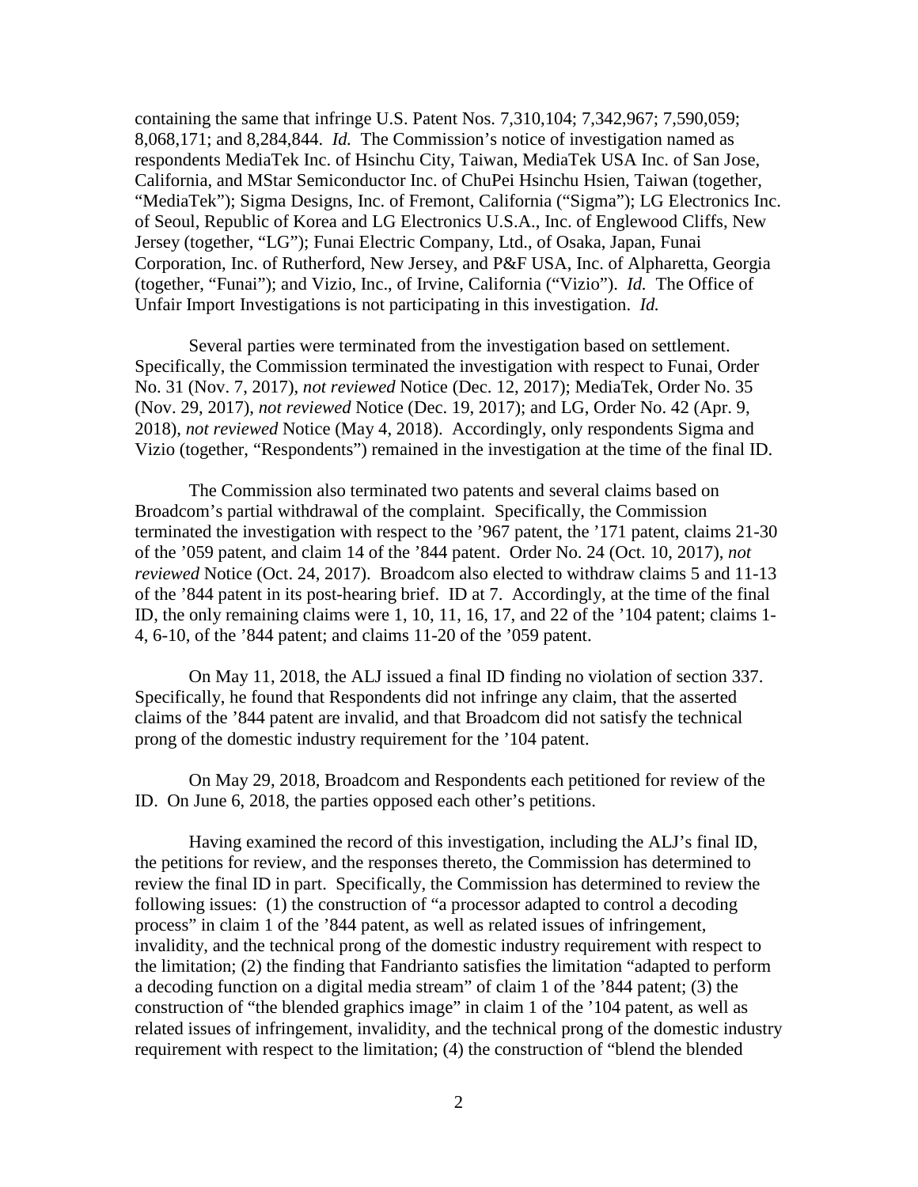containing the same that infringe U.S. Patent Nos. 7,310,104; 7,342,967; 7,590,059; 8,068,171; and 8,284,844. *Id.* The Commission's notice of investigation named as respondents MediaTek Inc. of Hsinchu City, Taiwan, MediaTek USA Inc. of San Jose, California, and MStar Semiconductor Inc. of ChuPei Hsinchu Hsien, Taiwan (together, "MediaTek"); Sigma Designs, Inc. of Fremont, California ("Sigma"); LG Electronics Inc. of Seoul, Republic of Korea and LG Electronics U.S.A., Inc. of Englewood Cliffs, New Jersey (together, "LG"); Funai Electric Company, Ltd., of Osaka, Japan, Funai Corporation, Inc. of Rutherford, New Jersey, and P&F USA, Inc. of Alpharetta, Georgia (together, "Funai"); and Vizio, Inc., of Irvine, California ("Vizio"). *Id.* The Office of Unfair Import Investigations is not participating in this investigation. *Id.*

Several parties were terminated from the investigation based on settlement. Specifically, the Commission terminated the investigation with respect to Funai, Order No. 31 (Nov. 7, 2017), *not reviewed* Notice (Dec. 12, 2017); MediaTek, Order No. 35 (Nov. 29, 2017), *not reviewed* Notice (Dec. 19, 2017); and LG, Order No. 42 (Apr. 9, 2018), *not reviewed* Notice (May 4, 2018). Accordingly, only respondents Sigma and Vizio (together, "Respondents") remained in the investigation at the time of the final ID.

The Commission also terminated two patents and several claims based on Broadcom's partial withdrawal of the complaint. Specifically, the Commission terminated the investigation with respect to the '967 patent, the '171 patent, claims 21-30 of the '059 patent, and claim 14 of the '844 patent. Order No. 24 (Oct. 10, 2017), *not reviewed* Notice (Oct. 24, 2017). Broadcom also elected to withdraw claims 5 and 11-13 of the '844 patent in its post-hearing brief. ID at 7. Accordingly, at the time of the final ID, the only remaining claims were 1, 10, 11, 16, 17, and 22 of the '104 patent; claims 1-4, 6-10, of the '844 patent; and claims 11-20 of the '059 patent.

On May 11, 2018, the ALJ issued a final ID finding no violation of section 337. Specifically, he found that Respondents did not infringe any claim, that the asserted claims of the '844 patent are invalid, and that Broadcom did not satisfy the technical prong of the domestic industry requirement for the '104 patent.

On May 29, 2018, Broadcom and Respondents each petitioned for review of the ID. On June 6, 2018, the parties opposed each other's petitions.

Having examined the record of this investigation, including the ALJ's final ID, the petitions for review, and the responses thereto, the Commission has determined to review the final ID in part. Specifically, the Commission has determined to review the following issues: (1) the construction of "a processor adapted to control a decoding process" in claim 1 of the '844 patent, as well as related issues of infringement, invalidity, and the technical prong of the domestic industry requirement with respect to the limitation; (2) the finding that Fandrianto satisfies the limitation "adapted to perform a decoding function on a digital media stream" of claim 1 of the '844 patent; (3) the construction of "the blended graphics image" in claim 1 of the '104 patent, as well as related issues of infringement, invalidity, and the technical prong of the domestic industry requirement with respect to the limitation; (4) the construction of "blend the blended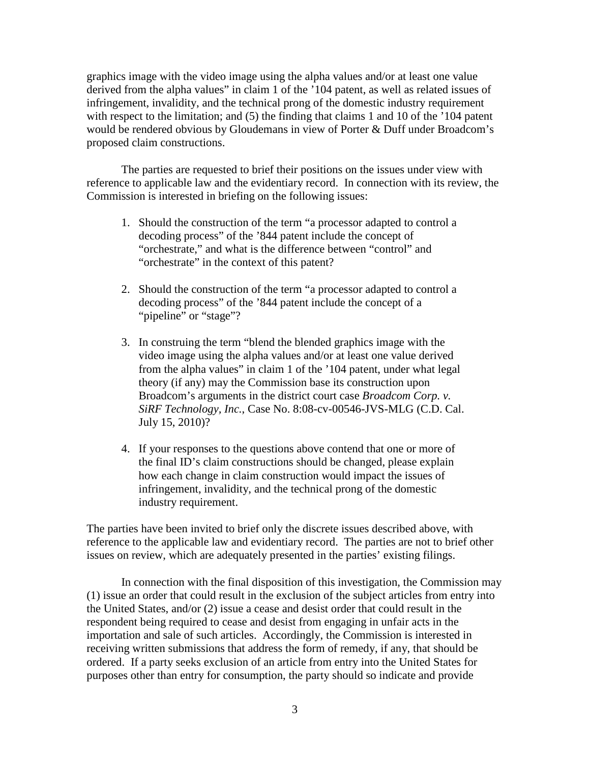graphics image with the video image using the alpha values and/or at least one value derived from the alpha values" in claim 1 of the '104 patent, as well as related issues of infringement, invalidity, and the technical prong of the domestic industry requirement with respect to the limitation; and (5) the finding that claims 1 and 10 of the '104 patent would be rendered obvious by Gloudemans in view of Porter & Duff under Broadcom's proposed claim constructions.

The parties are requested to brief their positions on the issues under view with reference to applicable law and the evidentiary record. In connection with its review, the Commission is interested in briefing on the following issues:

1. Should the construction of the term "a processor adapted to control a decoding process" of the '844 patent include the concept of "orchestrate," and what is the difference between "control" and "orchestrate" in the context of this patent?

2. Should the construction of the term "a processor adapted to control a decoding process" of the '844 patent include the concept of a "pipeline" or "stage"?

3. In construing the term "blend the blended graphics image with the video image using the alpha values and/or at least one value derived from the alpha values" in claim 1 of the '104 patent, under what legal theory (if any) may the Commission base its construction upon Broadcom's arguments in the district court case *Broadcom Corp. v. SiRF Technology, Inc.*, Case No. 8:08-cv-00546-JVS-MLG (C.D. Cal. July 15, 2010)?

4. If your responses to the questions above contend that one or more of the final ID's claim constructions should be changed, please explain how each change in claim construction would impact the issues of infringement, invalidity, and the technical prong of the domestic industry requirement.

The parties have been invited to brief only the discrete issues described above, with reference to the applicable law and evidentiary record. The parties are not to brief other issues on review, which are adequately presented in the parties' existing filings.

In connection with the final disposition of this investigation, the Commission may (1) issue an order that could result in the exclusion of the subject articles from entry into the United States, and/or (2) issue a cease and desist order that could result in the respondent being required to cease and desist from engaging in unfair acts in the importation and sale of such articles. Accordingly, the Commission is interested in receiving written submissions that address the form of remedy, if any, that should be ordered. If a party seeks exclusion of an article from entry into the United States for purposes other than entry for consumption, the party should so indicate and provide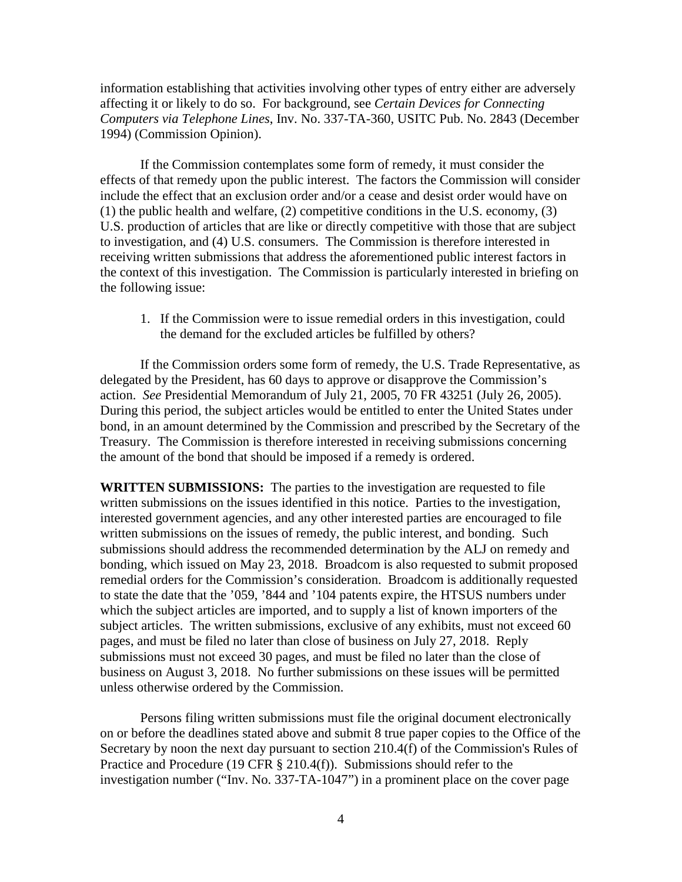information establishing that activities involving other types of entry either are adversely affecting it or likely to do so. For background, see *Certain Devices for Connecting Computers via Telephone Lines*, Inv. No. 337-TA-360, USITC Pub. No. 2843 (December 1994) (Commission Opinion).

If the Commission contemplates some form of remedy, it must consider the effects of that remedy upon the public interest. The factors the Commission will consider include the effect that an exclusion order and/or a cease and desist order would have on (1) the public health and welfare, (2) competitive conditions in the U.S. economy, (3) U.S. production of articles that are like or directly competitive with those that are subject to investigation, and (4) U.S. consumers. The Commission is therefore interested in receiving written submissions that address the aforementioned public interest factors in the context of this investigation. The Commission is particularly interested in briefing on the following issue:

1. If the Commission were to issue remedial orders in this investigation, could the demand for the excluded articles be fulfilled by others?

If the Commission orders some form of remedy, the U.S. Trade Representative, as delegated by the President, has 60 days to approve or disapprove the Commission's action. *See* Presidential Memorandum of July 21, 2005, 70 FR 43251 (July 26, 2005). During this period, the subject articles would be entitled to enter the United States under bond, in an amount determined by the Commission and prescribed by the Secretary of the Treasury. The Commission is therefore interested in receiving submissions concerning the amount of the bond that should be imposed if a remedy is ordered.

**WRITTEN SUBMISSIONS:** The parties to the investigation are requested to file written submissions on the issues identified in this notice. Parties to the investigation, interested government agencies, and any other interested parties are encouraged to file written submissions on the issues of remedy, the public interest, and bonding. Such submissions should address the recommended determination by the ALJ on remedy and bonding, which issued on May 23, 2018. Broadcom is also requested to submit proposed remedial orders for the Commission's consideration. Broadcom is additionally requested to state the date that the '059, '844 and '104 patents expire, the HTSUS numbers under which the subject articles are imported, and to supply a list of known importers of the subject articles. The written submissions, exclusive of any exhibits, must not exceed 60 pages, and must be filed no later than close of business on July 27, 2018. Reply submissions must not exceed 30 pages, and must be filed no later than the close of business on August 3, 2018. No further submissions on these issues will be permitted unless otherwise ordered by the Commission.

Persons filing written submissions must file the original document electronically on or before the deadlines stated above and submit 8 true paper copies to the Office of the Secretary by noon the next day pursuant to section 210.4(f) of the Commission's Rules of Practice and Procedure (19 CFR § 210.4(f)). Submissions should refer to the investigation number ("Inv. No. 337-TA-1047") in a prominent place on the cover page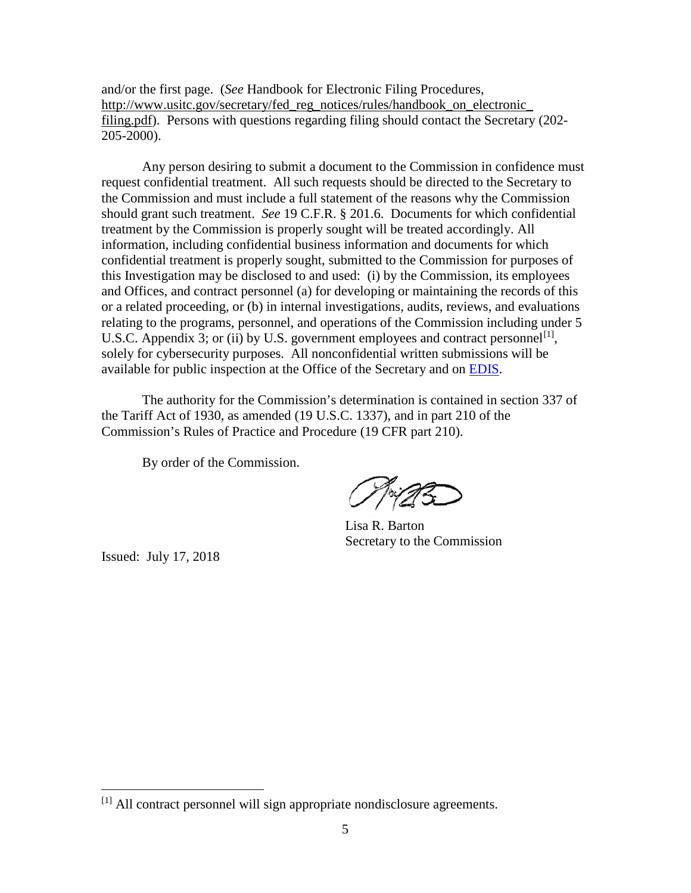and/or the first page. (*See* Handbook for Electronic Filing Procedures, http://www.usitc.gov/secretary/fed_reg_notices/rules/handbook_on_electronic_filing.pdf). Persons with questions regarding filing should contact the Secretary (202-205-2000).

Any person desiring to submit a document to the Commission in confidence must request confidential treatment. All such requests should be directed to the Secretary to the Commission and must include a full statement of the reasons why the Commission should grant such treatment. *See* 19 C.F.R. § 201.6. Documents for which confidential treatment by the Commission is properly sought will be treated accordingly. All information, including confidential business information and documents for which confidential treatment is properly sought, submitted to the Commission for purposes of this Investigation may be disclosed to and used: (i) by the Commission, its employees and Offices, and contract personnel (a) for developing or maintaining the records of this or a related proceeding, or (b) in internal investigations, audits, reviews, and evaluations relating to the programs, personnel, and operations of the Commission including under 5 U.S.C. Appendix 3; or (ii) by U.S. government employees and contract personnel[1], solely for cybersecurity purposes. All nonconfidential written submissions will be available for public inspection at the Office of the Secretary and on EDIS.

The authority for the Commission's determination is contained in section 337 of the Tariff Act of 1930, as amended (19 U.S.C. 1337), and in part 210 of the Commission's Rules of Practice and Procedure (19 CFR part 210).

By order of the Commission.

Lisa R. Barton
Secretary to the Commission

Issued: July 17, 2018

[1] All contract personnel will sign appropriate nondisclosure agreements.